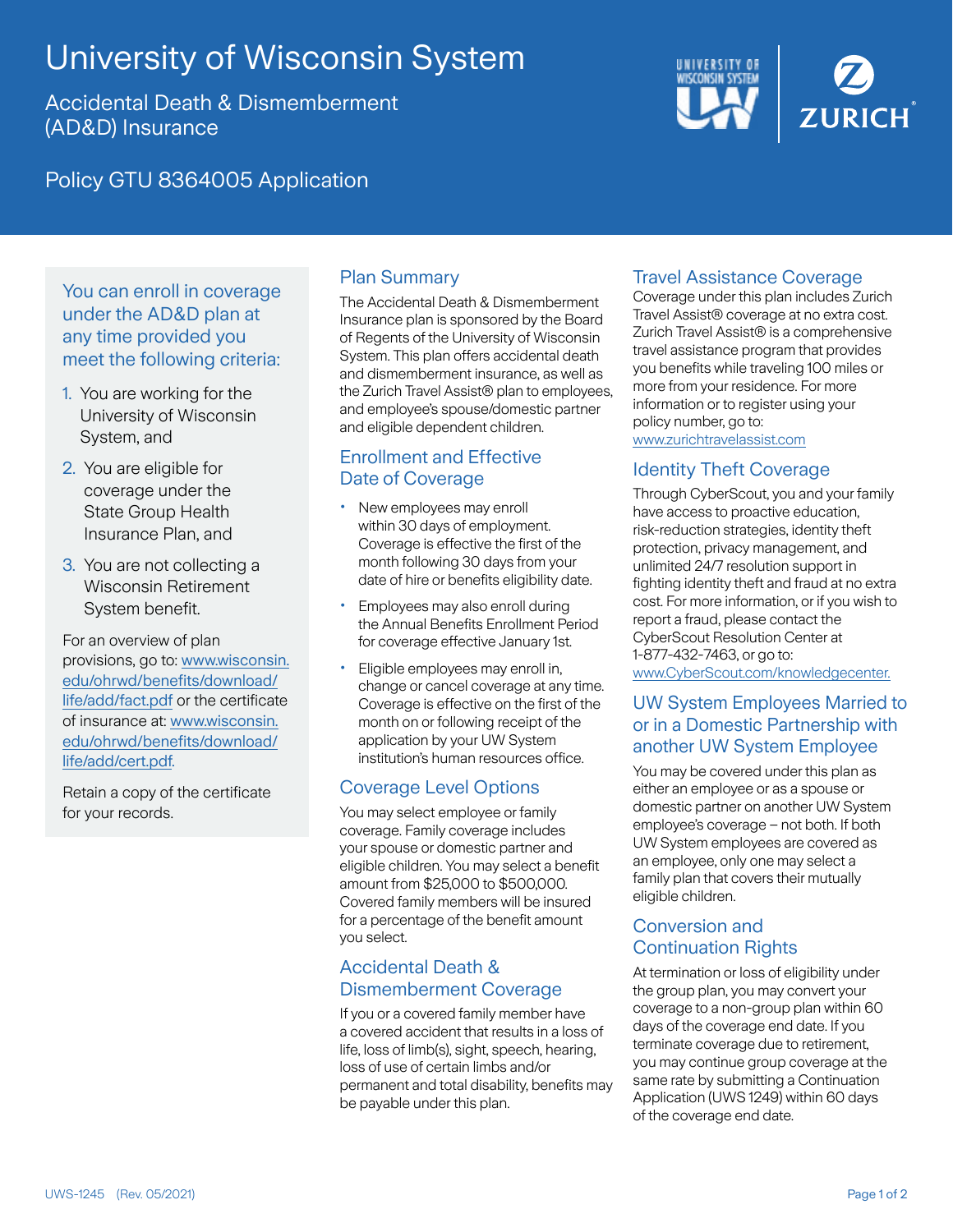# University of Wisconsin System

## Accidental Death & Dismemberment (AD&D) Insurance

## Policy GTU 8364005 Application

### You can enroll in coverage under the AD&D plan at any time provided you meet the following criteria:

1. You are working for the University of Wisconsin System, and
2. You are eligible for coverage under the State Group Health Insurance Plan, and
3. You are not collecting a Wisconsin Retirement System benefit.

For an overview of plan provisions, go to: www.wisconsin.edu/ohrwd/benefits/download/life/add/fact.pdf or the certificate of insurance at: www.wisconsin.edu/ohrwd/benefits/download/life/add/cert.pdf.

Retain a copy of the certificate for your records.

### Plan Summary

The Accidental Death & Dismemberment Insurance plan is sponsored by the Board of Regents of the University of Wisconsin System. This plan offers accidental death and dismemberment insurance, as well as the Zurich Travel Assist® plan to employees, and employee's spouse/domestic partner and eligible dependent children.

### Enrollment and Effective Date of Coverage

- New employees may enroll within 30 days of employment. Coverage is effective the first of the month following 30 days from your date of hire or benefits eligibility date.
- Employees may also enroll during the Annual Benefits Enrollment Period for coverage effective January 1st.
- Eligible employees may enroll in, change or cancel coverage at any time. Coverage is effective on the first of the month on or following receipt of the application by your UW System institution's human resources office.

### Coverage Level Options

You may select employee or family coverage. Family coverage includes your spouse or domestic partner and eligible children. You may select a benefit amount from $25,000 to $500,000. Covered family members will be insured for a percentage of the benefit amount you select.

### Accidental Death & Dismemberment Coverage

If you or a covered family member have a covered accident that results in a loss of life, loss of limb(s), sight, speech, hearing, loss of use of certain limbs and/or permanent and total disability, benefits may be payable under this plan.

### Travel Assistance Coverage

Coverage under this plan includes Zurich Travel Assist® coverage at no extra cost. Zurich Travel Assist® is a comprehensive travel assistance program that provides you benefits while traveling 100 miles or more from your residence. For more information or to register using your policy number, go to: www.zurichtravelassist.com

### Identity Theft Coverage

Through CyberScout, you and your family have access to proactive education, risk-reduction strategies, identity theft protection, privacy management, and unlimited 24/7 resolution support in fighting identity theft and fraud at no extra cost. For more information, or if you wish to report a fraud, please contact the CyberScout Resolution Center at 1-877-432-7463, or go to: www.CyberScout.com/knowledgecenter.

### UW System Employees Married to or in a Domestic Partnership with another UW System Employee

You may be covered under this plan as either an employee or as a spouse or domestic partner on another UW System employee's coverage – not both. If both UW System employees are covered as an employee, only one may select a family plan that covers their mutually eligible children.

### Conversion and Continuation Rights

At termination or loss of eligibility under the group plan, you may convert your coverage to a non-group plan within 60 days of the coverage end date. If you terminate coverage due to retirement, you may continue group coverage at the same rate by submitting a Continuation Application (UWS 1249) within 60 days of the coverage end date.

UWS-1245 (Rev. 05/2021)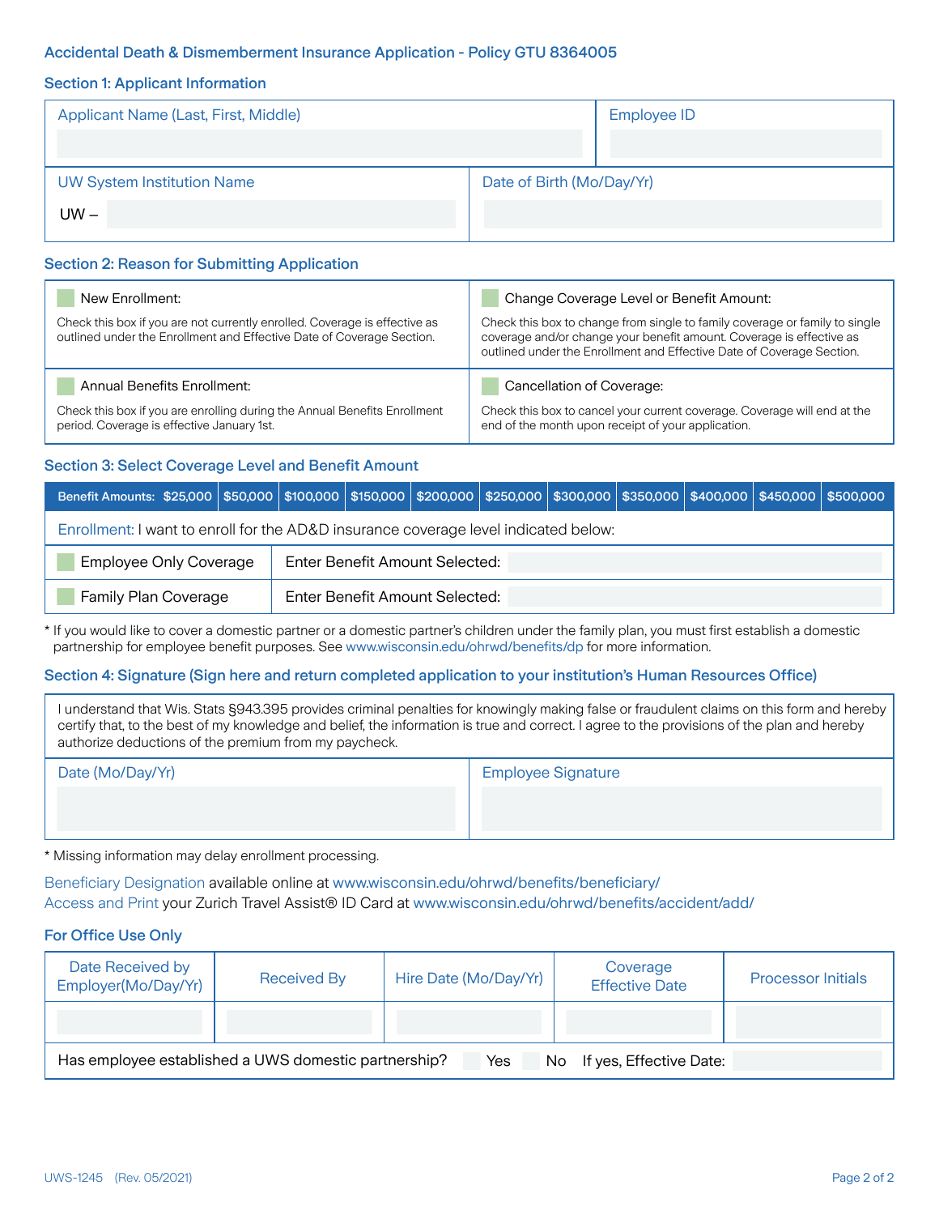## Accidental Death & Dismemberment Insurance Application - Policy GTU 8364005

### Section 1: Applicant Information

| Applicant Name (Last, First, Middle) | Employee ID |
|---|---|
| | |

| UW System Institution Name | Date of Birth (Mo/Day/Yr) |
|---|---|
| UW – | |

### Section 2: Reason for Submitting Application

| | |
|---|---|
| ☐ New Enrollment: Check this box if you are not currently enrolled. Coverage is effective as outlined under the Enrollment and Effective Date of Coverage Section. | ☐ Change Coverage Level or Benefit Amount: Check this box to change from single to family coverage or family to single coverage and/or change your benefit amount. Coverage is effective as outlined under the Enrollment and Effective Date of Coverage Section. |
| ☐ Annual Benefits Enrollment: Check this box if you are enrolling during the Annual Benefits Enrollment period. Coverage is effective January 1st. | ☐ Cancellation of Coverage: Check this box to cancel your current coverage. Coverage will end at the end of the month upon receipt of your application. |

### Section 3: Select Coverage Level and Benefit Amount

**Benefit Amounts:** $25,000 | $50,000 | $100,000 | $150,000 | $200,000 | $250,000 | $300,000 | $350,000 | $400,000 | $450,000 | $500,000

Enrollment: I want to enroll for the AD&D insurance coverage level indicated below:

| | |
|---|---|
| ☐ Employee Only Coverage | Enter Benefit Amount Selected: |
| ☐ Family Plan Coverage | Enter Benefit Amount Selected: |

\* If you would like to cover a domestic partner or a domestic partner's children under the family plan, you must first establish a domestic partnership for employee benefit purposes. See www.wisconsin.edu/ohrwd/benefits/dp for more information.

### Section 4: Signature (Sign here and return completed application to your institution's Human Resources Office)

I understand that Wis. Stats §943.395 provides criminal penalties for knowingly making false or fraudulent claims on this form and hereby certify that, to the best of my knowledge and belief, the information is true and correct. I agree to the provisions of the plan and hereby authorize deductions of the premium from my paycheck.

| Date (Mo/Day/Yr) | Employee Signature |
|---|---|
| | |

\* Missing information may delay enrollment processing.

Beneficiary Designation available online at www.wisconsin.edu/ohrwd/benefits/beneficiary/
Access and Print your Zurich Travel Assist® ID Card at www.wisconsin.edu/ohrwd/benefits/accident/add/

### For Office Use Only

| Date Received by Employer(Mo/Day/Yr) | Received By | Hire Date (Mo/Day/Yr) | Coverage Effective Date | Processor Initials |
|---|---|---|---|---|
| | | | | |

Has employee established a UWS domestic partnership? ☐ Yes ☐ No If yes, Effective Date:

UWS-1245 (Rev. 05/2021)